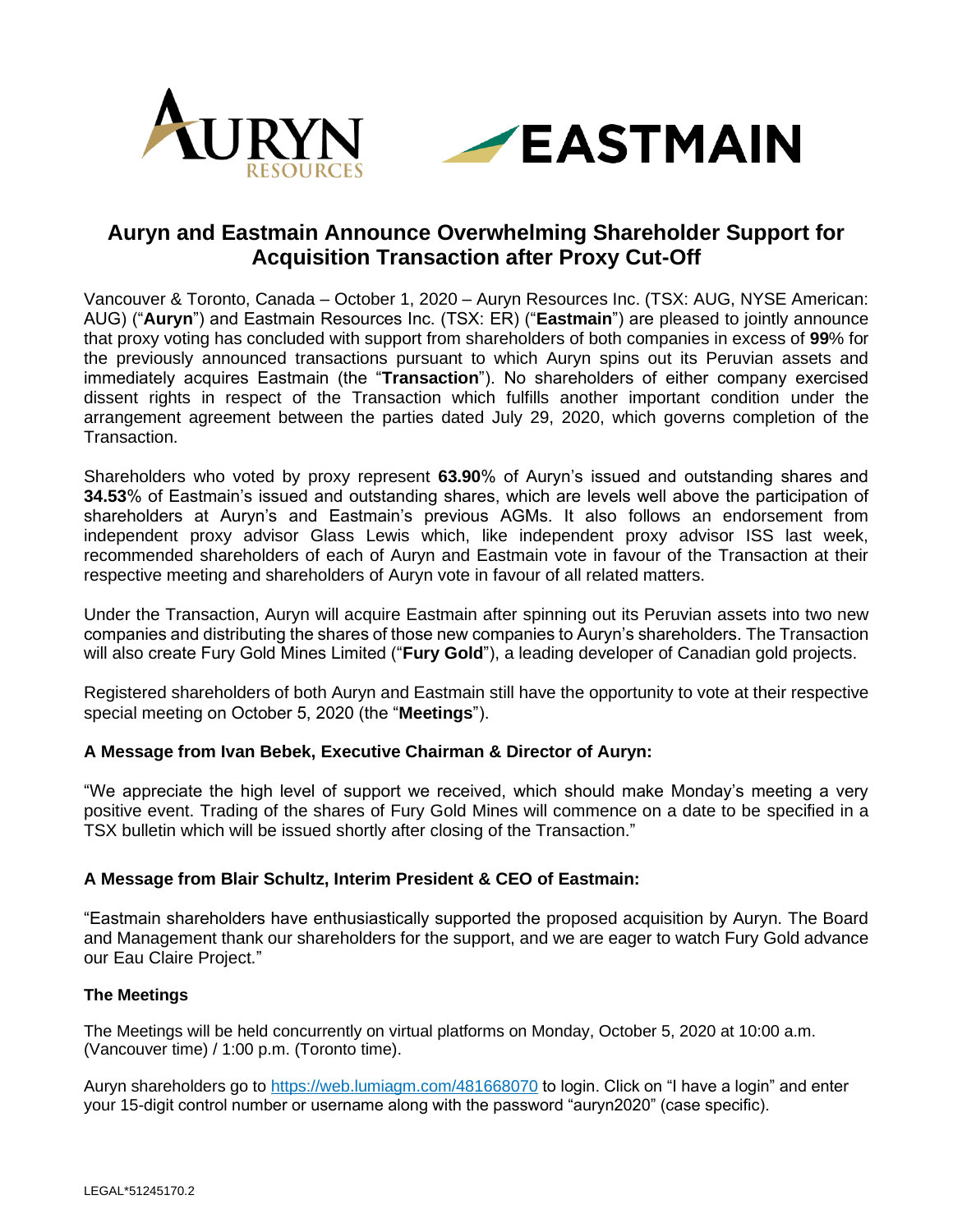# Auryn and Eastmain Announce Overwhelming Shareholder Support for Acquisition Transaction after Proxy Cut-Off

Vancouver & Toronto, Canada – October 1, 2020 – Auryn Resources Inc. (TSX: AUG, NYSE American: AUG) ("**Auryn**") and Eastmain Resources Inc. (TSX: ER) ("**Eastmain**") are pleased to jointly announce that proxy voting has concluded with support from shareholders of both companies in excess of **99**% for the previously announced transactions pursuant to which Auryn spins out its Peruvian assets and immediately acquires Eastmain (the "**Transaction**"). No shareholders of either company exercised dissent rights in respect of the Transaction which fulfills another important condition under the arrangement agreement between the parties dated July 29, 2020, which governs completion of the Transaction.

Shareholders who voted by proxy represent **63.90**% of Auryn's issued and outstanding shares and **34.53**% of Eastmain's issued and outstanding shares, which are levels well above the participation of shareholders at Auryn's and Eastmain's previous AGMs. It also follows an endorsement from independent proxy advisor Glass Lewis which, like independent proxy advisor ISS last week, recommended shareholders of each of Auryn and Eastmain vote in favour of the Transaction at their respective meeting and shareholders of Auryn vote in favour of all related matters.

Under the Transaction, Auryn will acquire Eastmain after spinning out its Peruvian assets into two new companies and distributing the shares of those new companies to Auryn's shareholders. The Transaction will also create Fury Gold Mines Limited ("**Fury Gold**"), a leading developer of Canadian gold projects.

Registered shareholders of both Auryn and Eastmain still have the opportunity to vote at their respective special meeting on October 5, 2020 (the "**Meetings**").

### A Message from Ivan Bebek, Executive Chairman & Director of Auryn:

"We appreciate the high level of support we received, which should make Monday's meeting a very positive event. Trading of the shares of Fury Gold Mines will commence on a date to be specified in a TSX bulletin which will be issued shortly after closing of the Transaction."

### A Message from Blair Schultz, Interim President & CEO of Eastmain:

"Eastmain shareholders have enthusiastically supported the proposed acquisition by Auryn. The Board and Management thank our shareholders for the support, and we are eager to watch Fury Gold advance our Eau Claire Project."

### The Meetings

The Meetings will be held concurrently on virtual platforms on Monday, October 5, 2020 at 10:00 a.m. (Vancouver time) / 1:00 p.m. (Toronto time).

Auryn shareholders go to https://web.lumiagm.com/481668070 to login. Click on "I have a login" and enter your 15-digit control number or username along with the password "auryn2020" (case specific).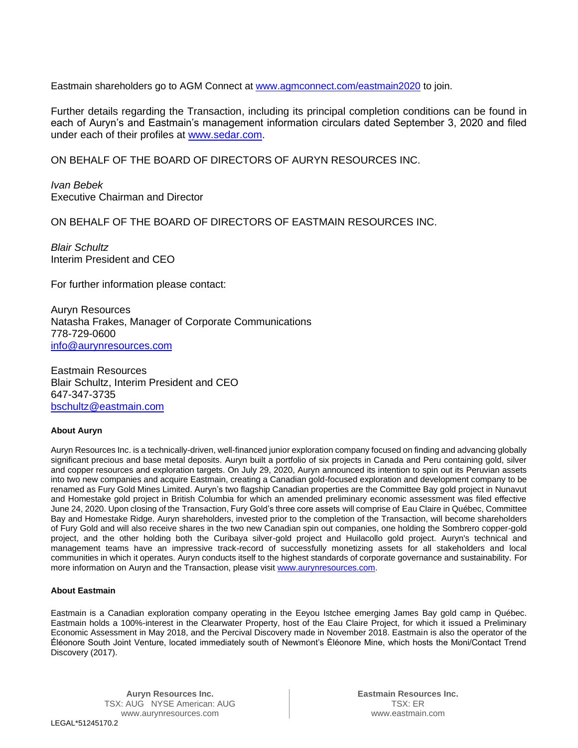Eastmain shareholders go to AGM Connect at www.agmconnect.com/eastmain2020 to join.

Further details regarding the Transaction, including its principal completion conditions can be found in each of Auryn's and Eastmain's management information circulars dated September 3, 2020 and filed under each of their profiles at www.sedar.com.

ON BEHALF OF THE BOARD OF DIRECTORS OF AURYN RESOURCES INC.

*Ivan Bebek*
Executive Chairman and Director

ON BEHALF OF THE BOARD OF DIRECTORS OF EASTMAIN RESOURCES INC.

*Blair Schultz*
Interim President and CEO

For further information please contact:

Auryn Resources
Natasha Frakes, Manager of Corporate Communications
778-729-0600
info@aurynresources.com

Eastmain Resources
Blair Schultz, Interim President and CEO
647-347-3735
bschultz@eastmain.com

**About Auryn**

Auryn Resources Inc. is a technically-driven, well-financed junior exploration company focused on finding and advancing globally significant precious and base metal deposits. Auryn built a portfolio of six projects in Canada and Peru containing gold, silver and copper resources and exploration targets. On July 29, 2020, Auryn announced its intention to spin out its Peruvian assets into two new companies and acquire Eastmain, creating a Canadian gold-focused exploration and development company to be renamed as Fury Gold Mines Limited. Auryn's two flagship Canadian properties are the Committee Bay gold project in Nunavut and Homestake gold project in British Columbia for which an amended preliminary economic assessment was filed effective June 24, 2020. Upon closing of the Transaction, Fury Gold's three core assets will comprise of Eau Claire in Québec, Committee Bay and Homestake Ridge. Auryn shareholders, invested prior to the completion of the Transaction, will become shareholders of Fury Gold and will also receive shares in the two new Canadian spin out companies, one holding the Sombrero copper-gold project, and the other holding both the Curibaya silver-gold project and Huilacollo gold project. Auryn's technical and management teams have an impressive track-record of successfully monetizing assets for all stakeholders and local communities in which it operates. Auryn conducts itself to the highest standards of corporate governance and sustainability. For more information on Auryn and the Transaction, please visit www.aurynresources.com.

**About Eastmain**

Eastmain is a Canadian exploration company operating in the Eeyou Istchee emerging James Bay gold camp in Québec. Eastmain holds a 100%-interest in the Clearwater Property, host of the Eau Claire Project, for which it issued a Preliminary Economic Assessment in May 2018, and the Percival Discovery made in November 2018. Eastmain is also the operator of the Éléonore South Joint Venture, located immediately south of Newmont's Éléonore Mine, which hosts the Moni/Contact Trend Discovery (2017).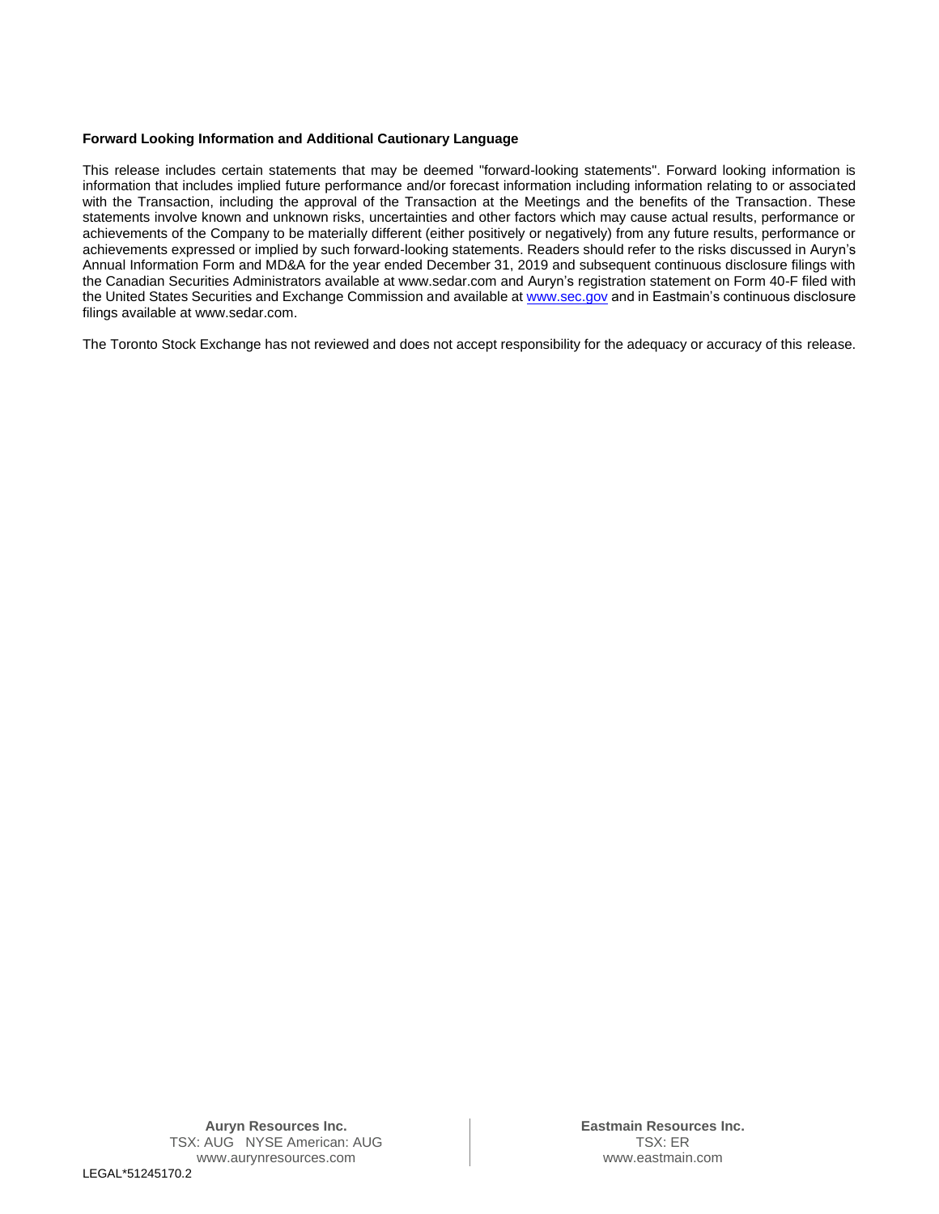**Forward Looking Information and Additional Cautionary Language**

This release includes certain statements that may be deemed "forward-looking statements". Forward looking information is information that includes implied future performance and/or forecast information including information relating to or associated with the Transaction, including the approval of the Transaction at the Meetings and the benefits of the Transaction. These statements involve known and unknown risks, uncertainties and other factors which may cause actual results, performance or achievements of the Company to be materially different (either positively or negatively) from any future results, performance or achievements expressed or implied by such forward-looking statements. Readers should refer to the risks discussed in Auryn's Annual Information Form and MD&A for the year ended December 31, 2019 and subsequent continuous disclosure filings with the Canadian Securities Administrators available at www.sedar.com and Auryn's registration statement on Form 40-F filed with the United States Securities and Exchange Commission and available at www.sec.gov and in Eastmain's continuous disclosure filings available at www.sedar.com.

The Toronto Stock Exchange has not reviewed and does not accept responsibility for the adequacy or accuracy of this release.

**Auryn Resources Inc.**
TSX: AUG NYSE American: AUG
www.aurynresources.com

**Eastmain Resources Inc.**
TSX: ER
www.eastmain.com

LEGAL*51245170.2